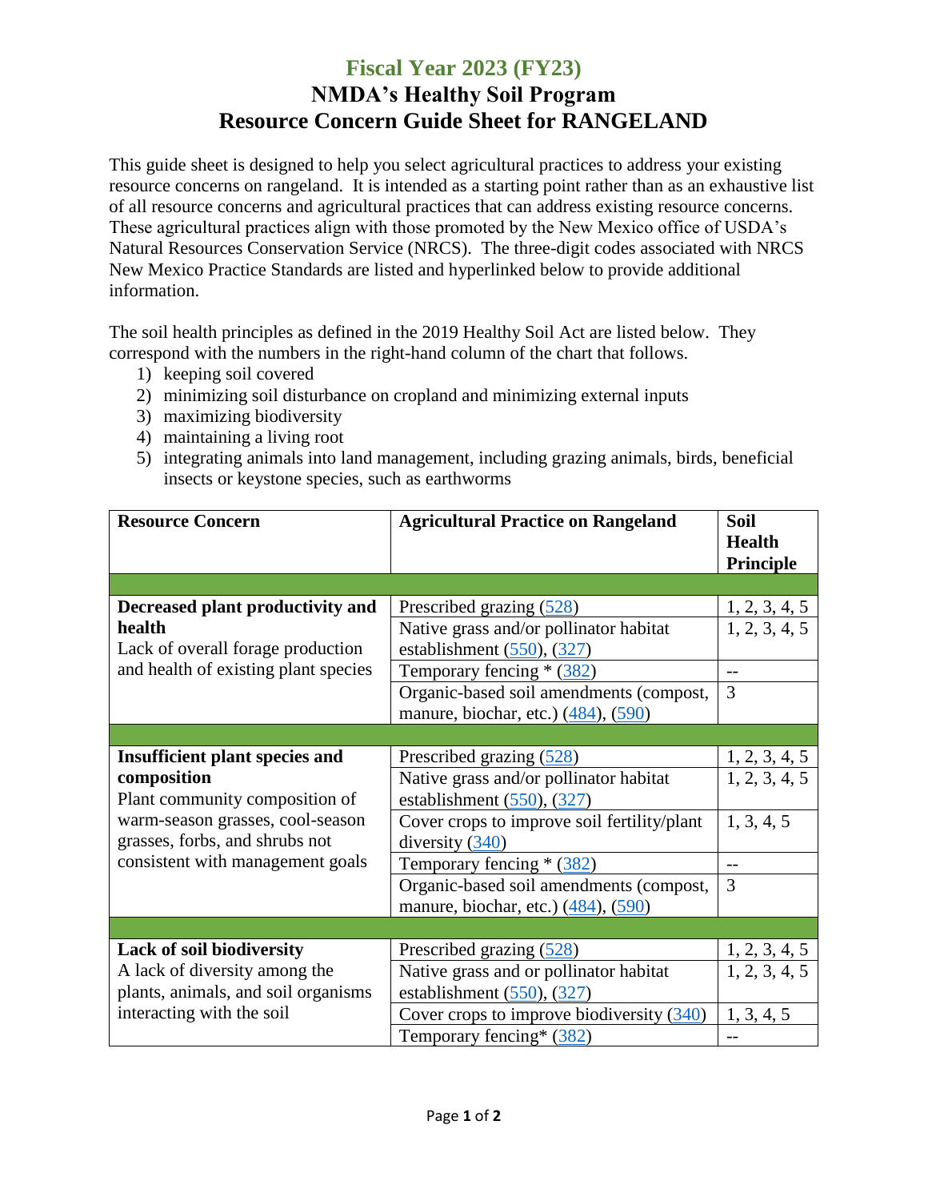# Fiscal Year 2023 (FY23)
# NMDA's Healthy Soil Program
# Resource Concern Guide Sheet for RANGELAND

This guide sheet is designed to help you select agricultural practices to address your existing resource concerns on rangeland. It is intended as a starting point rather than as an exhaustive list of all resource concerns and agricultural practices that can address existing resource concerns. These agricultural practices align with those promoted by the New Mexico office of USDA's Natural Resources Conservation Service (NRCS). The three-digit codes associated with NRCS New Mexico Practice Standards are listed and hyperlinked below to provide additional information.

The soil health principles as defined in the 2019 Healthy Soil Act are listed below. They correspond with the numbers in the right-hand column of the chart that follows.

1) keeping soil covered
2) minimizing soil disturbance on cropland and minimizing external inputs
3) maximizing biodiversity
4) maintaining a living root
5) integrating animals into land management, including grazing animals, birds, beneficial insects or keystone species, such as earthworms

| Resource Concern | Agricultural Practice on Rangeland | Soil Health Principle |
|---|---|---|
| | | |
| **Decreased plant productivity and health** Lack of overall forage production and health of existing plant species | Prescribed grazing (528) | 1, 2, 3, 4, 5 |
| | Native grass and/or pollinator habitat establishment (550), (327) | 1, 2, 3, 4, 5 |
| | Temporary fencing * (382) | -- |
| | Organic-based soil amendments (compost, manure, biochar, etc.) (484), (590) | 3 |
| | | |
| **Insufficient plant species and composition** Plant community composition of warm-season grasses, cool-season grasses, forbs, and shrubs not consistent with management goals | Prescribed grazing (528) | 1, 2, 3, 4, 5 |
| | Native grass and/or pollinator habitat establishment (550), (327) | 1, 2, 3, 4, 5 |
| | Cover crops to improve soil fertility/plant diversity (340) | 1, 3, 4, 5 |
| | Temporary fencing * (382) | -- |
| | Organic-based soil amendments (compost, manure, biochar, etc.) (484), (590) | 3 |
| | | |
| **Lack of soil biodiversity** A lack of diversity among the plants, animals, and soil organisms interacting with the soil | Prescribed grazing (528) | 1, 2, 3, 4, 5 |
| | Native grass and or pollinator habitat establishment (550), (327) | 1, 2, 3, 4, 5 |
| | Cover crops to improve biodiversity (340) | 1, 3, 4, 5 |
| | Temporary fencing* (382) | -- |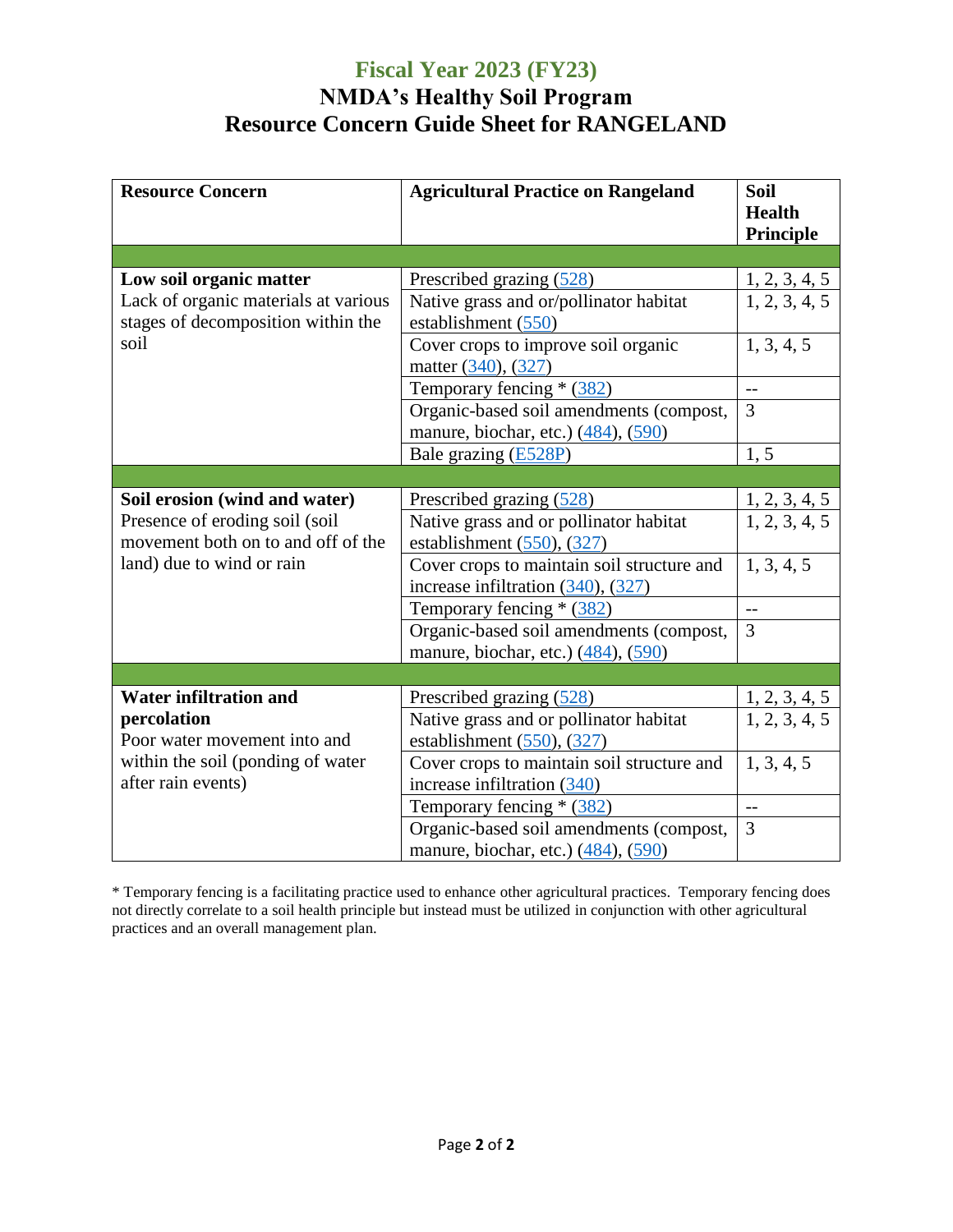# Fiscal Year 2023 (FY23)

# NMDA's Healthy Soil Program

# Resource Concern Guide Sheet for RANGELAND

| Resource Concern | Agricultural Practice on Rangeland | Soil Health Principle |
|---|---|---|
| | | |
| **Low soil organic matter** Lack of organic materials at various stages of decomposition within the soil | Prescribed grazing (528) | 1, 2, 3, 4, 5 |
| | Native grass and or/pollinator habitat establishment (550) | 1, 2, 3, 4, 5 |
| | Cover crops to improve soil organic matter (340), (327) | 1, 3, 4, 5 |
| | Temporary fencing * (382) | -- |
| | Organic-based soil amendments (compost, manure, biochar, etc.) (484), (590) | 3 |
| | Bale grazing (E528P) | 1, 5 |
| | | |
| **Soil erosion (wind and water)** Presence of eroding soil (soil movement both on to and off of the land) due to wind or rain | Prescribed grazing (528) | 1, 2, 3, 4, 5 |
| | Native grass and or pollinator habitat establishment (550), (327) | 1, 2, 3, 4, 5 |
| | Cover crops to maintain soil structure and increase infiltration (340), (327) | 1, 3, 4, 5 |
| | Temporary fencing * (382) | -- |
| | Organic-based soil amendments (compost, manure, biochar, etc.) (484), (590) | 3 |
| | | |
| **Water infiltration and percolation** Poor water movement into and within the soil (ponding of water after rain events) | Prescribed grazing (528) | 1, 2, 3, 4, 5 |
| | Native grass and or pollinator habitat establishment (550), (327) | 1, 2, 3, 4, 5 |
| | Cover crops to maintain soil structure and increase infiltration (340) | 1, 3, 4, 5 |
| | Temporary fencing * (382) | -- |
| | Organic-based soil amendments (compost, manure, biochar, etc.) (484), (590) | 3 |

* Temporary fencing is a facilitating practice used to enhance other agricultural practices. Temporary fencing does not directly correlate to a soil health principle but instead must be utilized in conjunction with other agricultural practices and an overall management plan.